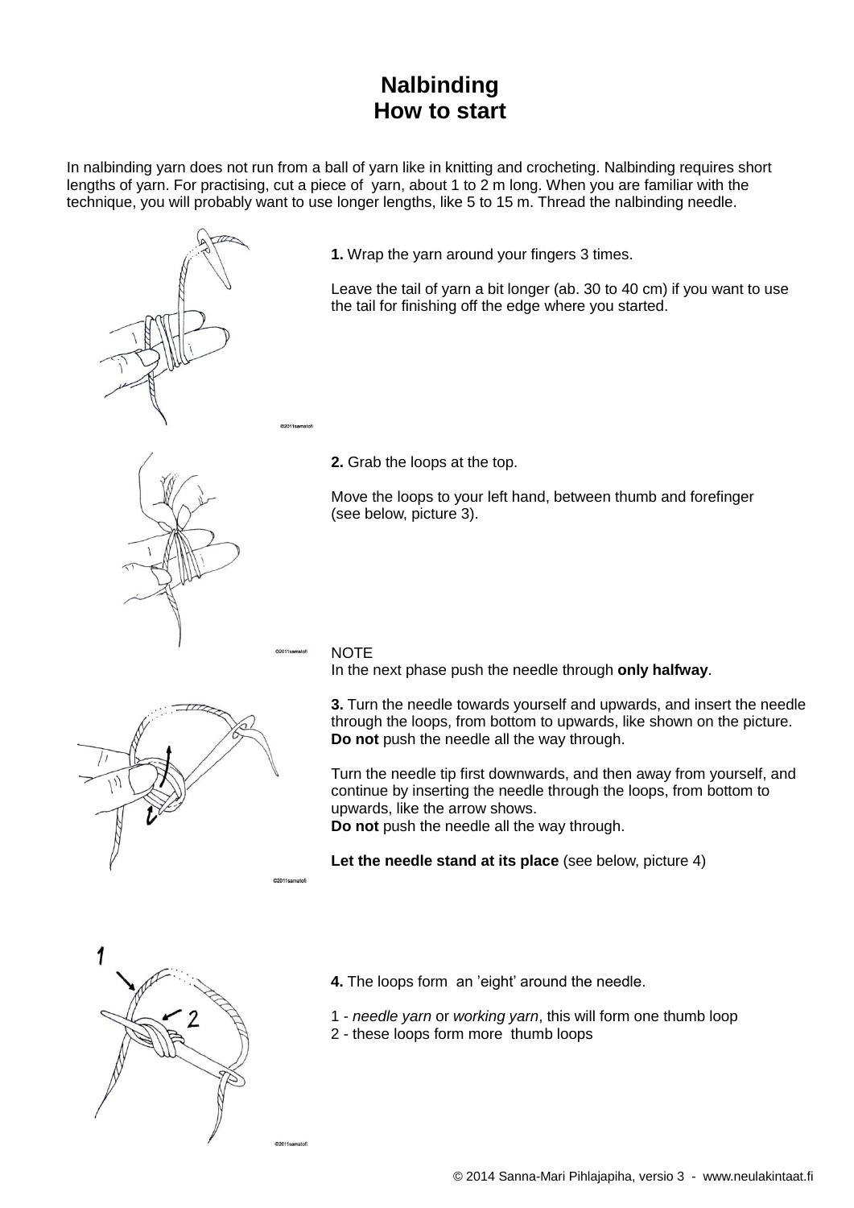# Nalbinding
# How to start

In nalbinding yarn does not run from a ball of yarn like in knitting and crocheting. Nalbinding requires short lengths of yarn. For practising, cut a piece of yarn, about 1 to 2 m long. When you are familiar with the technique, you will probably want to use longer lengths, like 5 to 15 m. Thread the nalbinding needle.

**1.** Wrap the yarn around your fingers 3 times.

Leave the tail of yarn a bit longer (ab. 30 to 40 cm) if you want to use the tail for finishing off the edge where you started.

**2.** Grab the loops at the top.

Move the loops to your left hand, between thumb and forefinger (see below, picture 3).

NOTE
In the next phase push the needle through **only halfway**.

**3.** Turn the needle towards yourself and upwards, and insert the needle through the loops, from bottom to upwards, like shown on the picture. **Do not** push the needle all the way through.

Turn the needle tip first downwards, and then away from yourself, and continue by inserting the needle through the loops, from bottom to upwards, like the arrow shows.
**Do not** push the needle all the way through.

**Let the needle stand at its place** (see below, picture 4)

**4.** The loops form an 'eight' around the needle.

1 - *needle yarn* or *working yarn*, this will form one thumb loop
2 - these loops form more thumb loops

© 2014 Sanna-Mari Pihlajapiha, versio 3 - www.neulakintaat.fi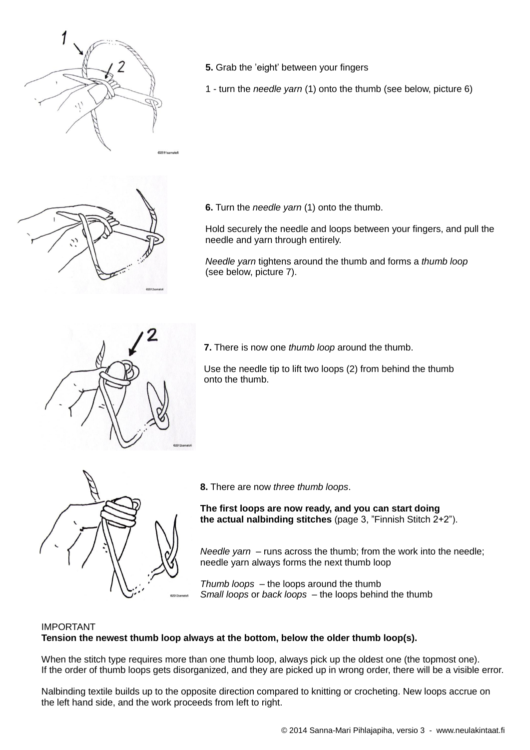**5.** Grab the 'eight' between your fingers

1 - turn the *needle yarn* (1) onto the thumb (see below, picture 6)

**6.** Turn the *needle yarn* (1) onto the thumb.

Hold securely the needle and loops between your fingers, and pull the needle and yarn through entirely.

*Needle yarn* tightens around the thumb and forms a *thumb loop* (see below, picture 7).

**7.** There is now one *thumb loop* around the thumb.

Use the needle tip to lift two loops (2) from behind the thumb onto the thumb.

**8.** There are now *three thumb loops*.

**The first loops are now ready, and you can start doing the actual nalbinding stitches** (page 3, "Finnish Stitch 2+2").

*Needle yarn* – runs across the thumb; from the work into the needle; needle yarn always forms the next thumb loop

*Thumb loops* – the loops around the thumb
*Small loops* or *back loops* – the loops behind the thumb

IMPORTANT
**Tension the newest thumb loop always at the bottom, below the older thumb loop(s).**

When the stitch type requires more than one thumb loop, always pick up the oldest one (the topmost one).
If the order of thumb loops gets disorganized, and they are picked up in wrong order, there will be a visible error.

Nalbinding textile builds up to the opposite direction compared to knitting or crocheting. New loops accrue on the left hand side, and the work proceeds from left to right.

© 2014 Sanna-Mari Pihlajapiha, versio 3 - www.neulakintaat.fi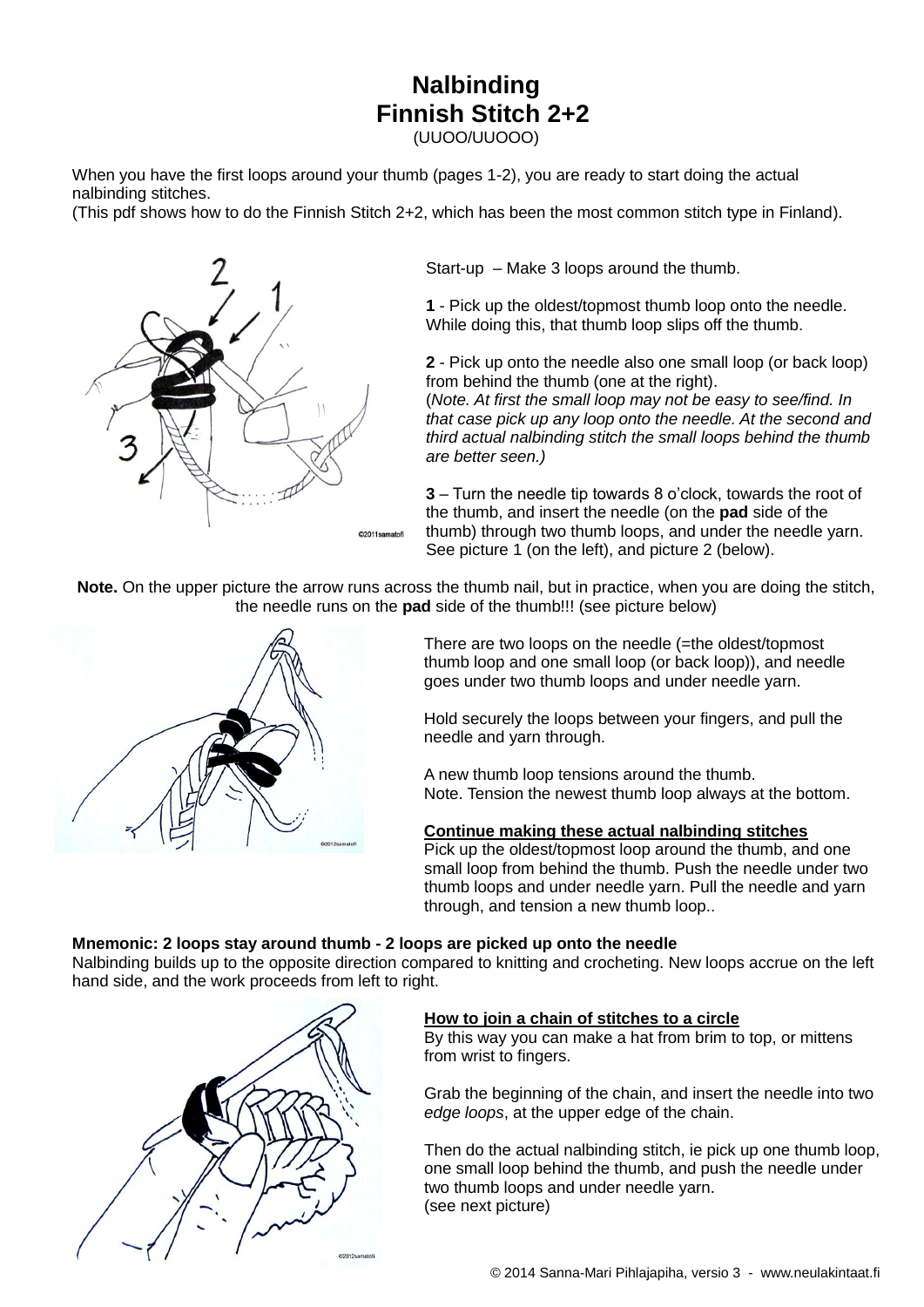# Nalbinding
## Finnish Stitch 2+2

(UUOO/UUOOO)

When you have the first loops around your thumb (pages 1-2), you are ready to start doing the actual nalbinding stitches.
(This pdf shows how to do the Finnish Stitch 2+2, which has been the most common stitch type in Finland).

Start-up – Make 3 loops around the thumb.

**1** - Pick up the oldest/topmost thumb loop onto the needle. While doing this, that thumb loop slips off the thumb.

**2** - Pick up onto the needle also one small loop (or back loop) from behind the thumb (one at the right).
(*Note. At first the small loop may not be easy to see/find. In that case pick up any loop onto the needle. At the second and third actual nalbinding stitch the small loops behind the thumb are better seen.)*

**3** – Turn the needle tip towards 8 o'clock, towards the root of the thumb, and insert the needle (on the **pad** side of the thumb) through two thumb loops, and under the needle yarn. See picture 1 (on the left), and picture 2 (below).

**Note.** On the upper picture the arrow runs across the thumb nail, but in practice, when you are doing the stitch, the needle runs on the **pad** side of the thumb!!! (see picture below)

There are two loops on the needle (=the oldest/topmost thumb loop and one small loop (or back loop)), and needle goes under two thumb loops and under needle yarn.

Hold securely the loops between your fingers, and pull the needle and yarn through.

A new thumb loop tensions around the thumb.
Note. Tension the newest thumb loop always at the bottom.

**<u>Continue making these actual nalbinding stitches</u>**
Pick up the oldest/topmost loop around the thumb, and one small loop from behind the thumb. Push the needle under two thumb loops and under needle yarn. Pull the needle and yarn through, and tension a new thumb loop..

**Mnemonic: 2 loops stay around thumb - 2 loops are picked up onto the needle**
Nalbinding builds up to the opposite direction compared to knitting and crocheting. New loops accrue on the left hand side, and the work proceeds from left to right.

**<u>How to join a chain of stitches to a circle</u>**
By this way you can make a hat from brim to top, or mittens from wrist to fingers.

Grab the beginning of the chain, and insert the needle into two *edge loops*, at the upper edge of the chain.

Then do the actual nalbinding stitch, ie pick up one thumb loop, one small loop behind the thumb, and push the needle under two thumb loops and under needle yarn.
(see next picture)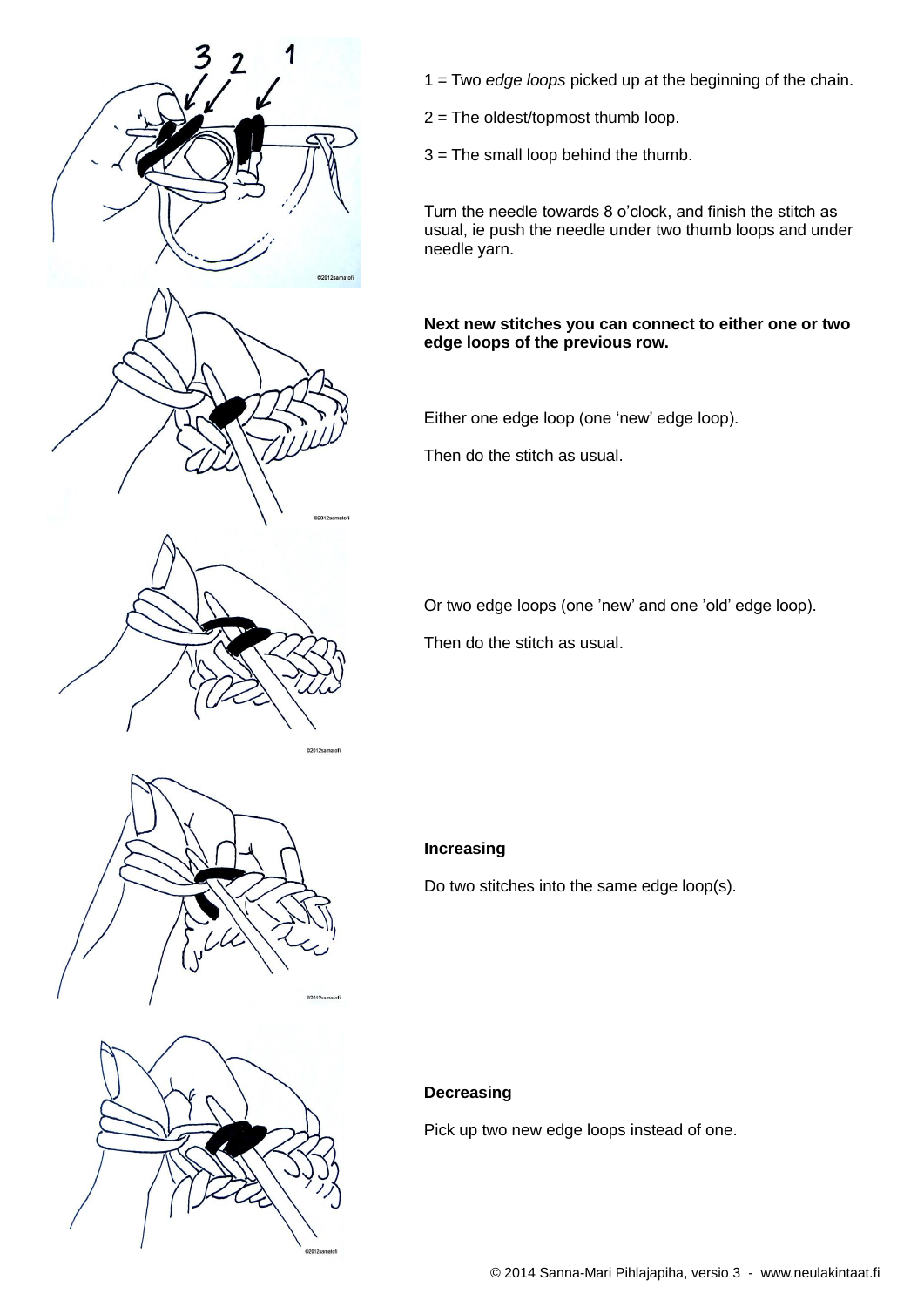1 = Two *edge loops* picked up at the beginning of the chain.

2 = The oldest/topmost thumb loop.

3 = The small loop behind the thumb.

Turn the needle towards 8 o'clock, and finish the stitch as usual, ie push the needle under two thumb loops and under needle yarn.

**Next new stitches you can connect to either one or two edge loops of the previous row.**

Either one edge loop (one 'new' edge loop).

Then do the stitch as usual.

Or two edge loops (one 'new' and one 'old' edge loop).

Then do the stitch as usual.

**Increasing**

Do two stitches into the same edge loop(s).

**Decreasing**

Pick up two new edge loops instead of one.

© 2014 Sanna-Mari Pihlajapiha, versio 3 - www.neulakintaat.fi